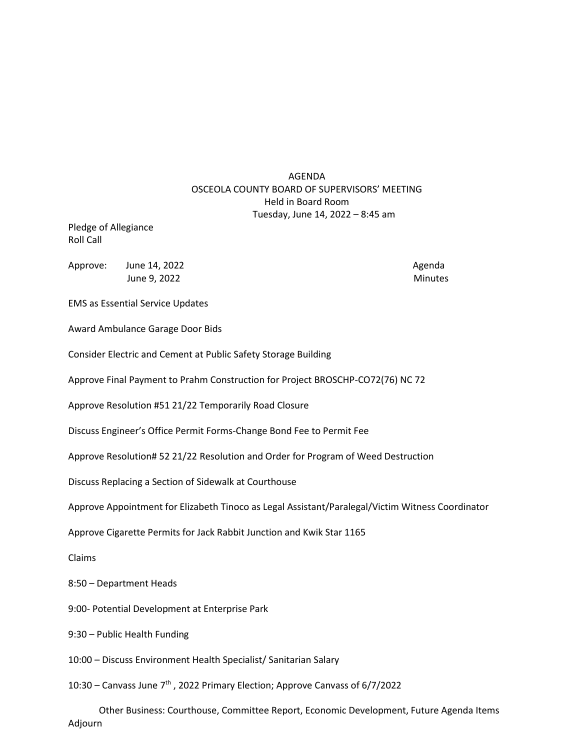# AGENDA
## OSCEOLA COUNTY BOARD OF SUPERVISORS' MEETING
Held in Board Room
Tuesday, June 14, 2022 – 8:45 am

Pledge of Allegiance
Roll Call

| Approve: | June 14, 2022 | Agenda |
|---|---|---|
| | June 9, 2022 | Minutes |

EMS as Essential Service Updates

Award Ambulance Garage Door Bids

Consider Electric and Cement at Public Safety Storage Building

Approve Final Payment to Prahm Construction for Project BROSCHP-CO72(76) NC 72

Approve Resolution #51 21/22 Temporarily Road Closure

Discuss Engineer's Office Permit Forms-Change Bond Fee to Permit Fee

Approve Resolution# 52 21/22 Resolution and Order for Program of Weed Destruction

Discuss Replacing a Section of Sidewalk at Courthouse

Approve Appointment for Elizabeth Tinoco as Legal Assistant/Paralegal/Victim Witness Coordinator

Approve Cigarette Permits for Jack Rabbit Junction and Kwik Star 1165

Claims

8:50 – Department Heads

9:00- Potential Development at Enterprise Park

9:30 – Public Health Funding

10:00 – Discuss Environment Health Specialist/ Sanitarian Salary

10:30 – Canvass June 7th , 2022 Primary Election; Approve Canvass of 6/7/2022

Other Business: Courthouse, Committee Report, Economic Development, Future Agenda Items

Adjourn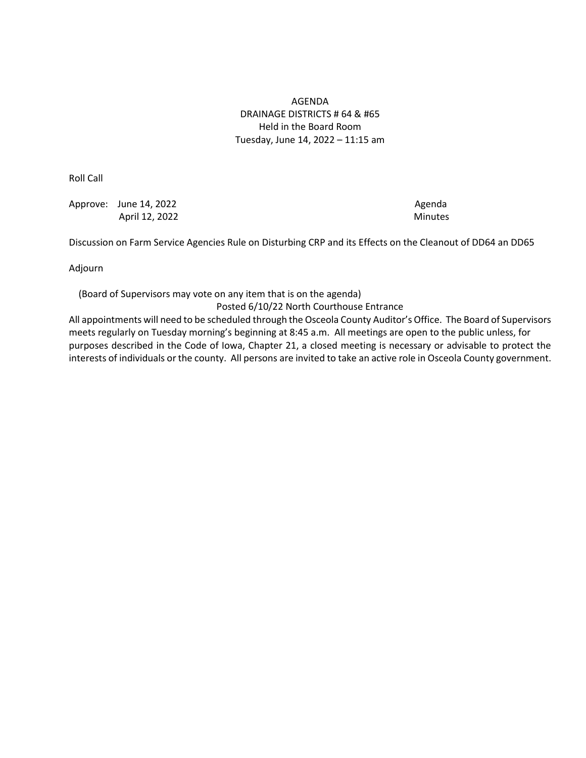# AGENDA
## DRAINAGE DISTRICTS # 64 & #65
Held in the Board Room
Tuesday, June 14, 2022 – 11:15 am

Roll Call

| | | |
|---|---|---|
| Approve: | June 14, 2022 | Agenda |
| | April 12, 2022 | Minutes |

Discussion on Farm Service Agencies Rule on Disturbing CRP and its Effects on the Cleanout of DD64 an DD65

Adjourn

(Board of Supervisors may vote on any item that is on the agenda)

Posted 6/10/22 North Courthouse Entrance

All appointments will need to be scheduled through the Osceola County Auditor's Office. The Board of Supervisors meets regularly on Tuesday morning's beginning at 8:45 a.m. All meetings are open to the public unless, for purposes described in the Code of Iowa, Chapter 21, a closed meeting is necessary or advisable to protect the interests of individuals or the county. All persons are invited to take an active role in Osceola County government.